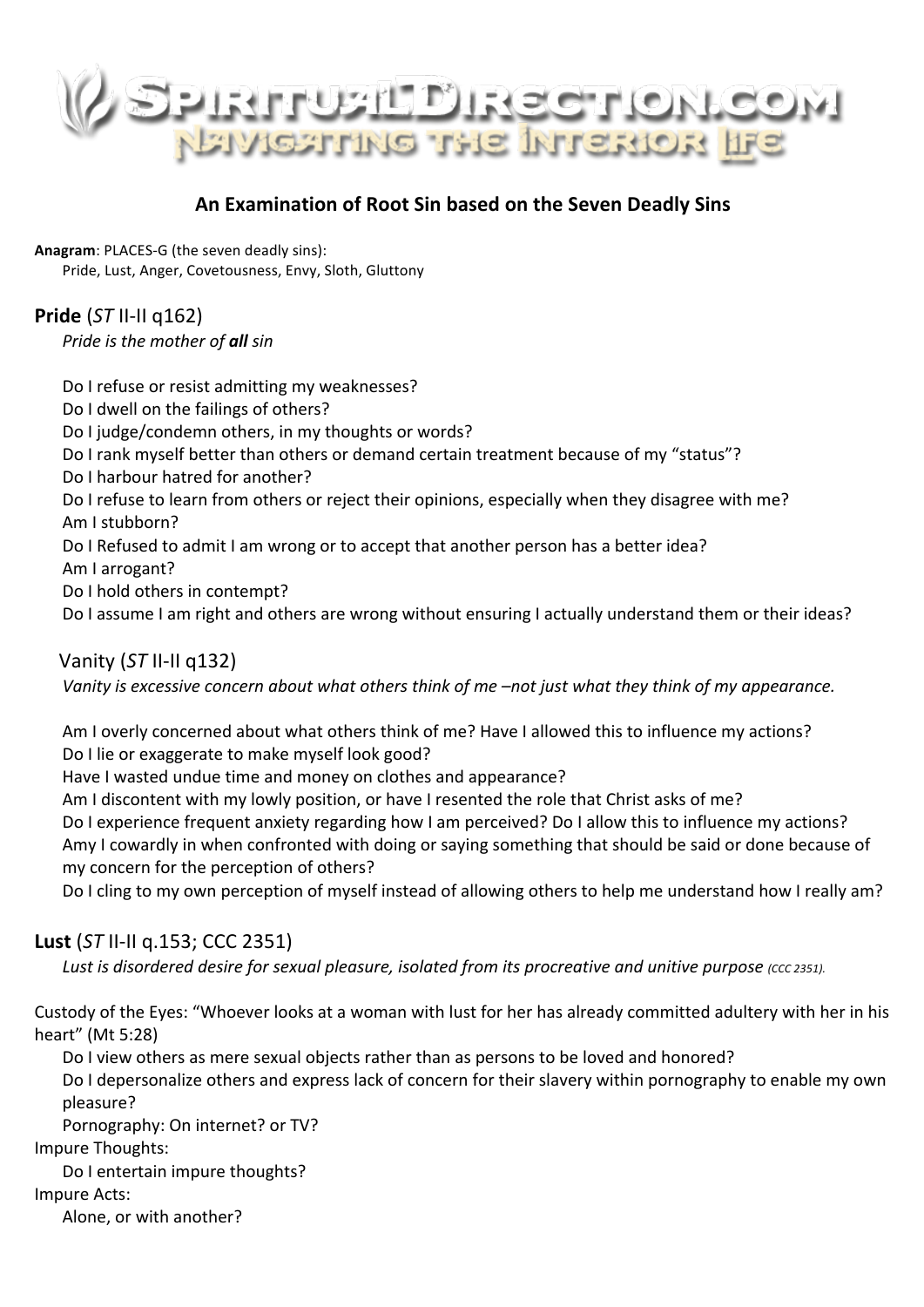# An Examination of Root Sin based on the Seven Deadly Sins

**Anagram**: PLACES-G (the seven deadly sins):
Pride, Lust, Anger, Covetousness, Envy, Sloth, Gluttony

## **Pride** (*ST* II-II q162)

*Pride is the mother of **all** sin*

Do I refuse or resist admitting my weaknesses?
Do I dwell on the failings of others?
Do I judge/condemn others, in my thoughts or words?
Do I rank myself better than others or demand certain treatment because of my "status"?
Do I harbour hatred for another?
Do I refuse to learn from others or reject their opinions, especially when they disagree with me?
Am I stubborn?
Do I Refused to admit I am wrong or to accept that another person has a better idea?
Am I arrogant?
Do I hold others in contempt?
Do I assume I am right and others are wrong without ensuring I actually understand them or their ideas?

### Vanity (*ST* II-II q132)

*Vanity is excessive concern about what others think of me –not just what they think of my appearance.*

Am I overly concerned about what others think of me? Have I allowed this to influence my actions?
Do I lie or exaggerate to make myself look good?
Have I wasted undue time and money on clothes and appearance?
Am I discontent with my lowly position, or have I resented the role that Christ asks of me?
Do I experience frequent anxiety regarding how I am perceived? Do I allow this to influence my actions?
Amy I cowardly in when confronted with doing or saying something that should be said or done because of my concern for the perception of others?
Do I cling to my own perception of myself instead of allowing others to help me understand how I really am?

## **Lust** (*ST* II-II q.153; CCC 2351)

*Lust is disordered desire for sexual pleasure, isolated from its procreative and unitive purpose (CCC 2351).*

Custody of the Eyes: "Whoever looks at a woman with lust for her has already committed adultery with her in his heart" (Mt 5:28)

Do I view others as mere sexual objects rather than as persons to be loved and honored?
Do I depersonalize others and express lack of concern for their slavery within pornography to enable my own pleasure?
Pornography: On internet? or TV?

Impure Thoughts:

Do I entertain impure thoughts?

Impure Acts:

Alone, or with another?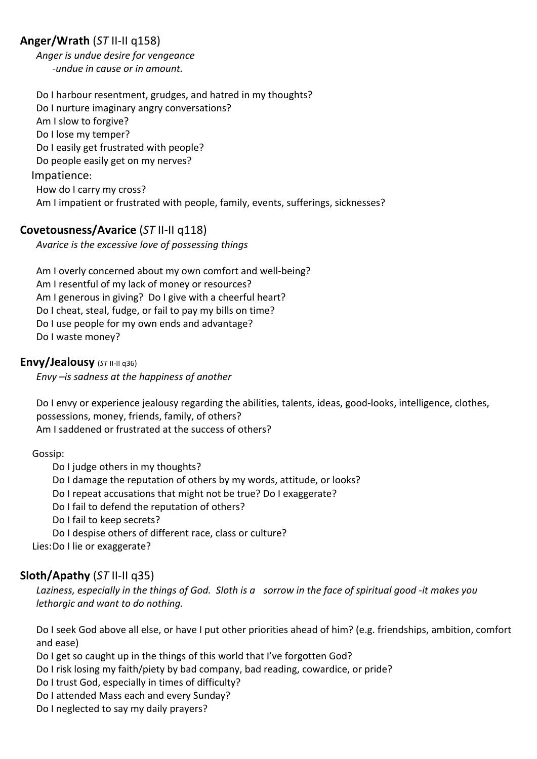## **Anger/Wrath** (*ST* II-II q158)

*Anger is undue desire for vengeance*
*-undue in cause or in amount.*

Do I harbour resentment, grudges, and hatred in my thoughts?
Do I nurture imaginary angry conversations?
Am I slow to forgive?
Do I lose my temper?
Do I easily get frustrated with people?
Do people easily get on my nerves?

Impatience:

How do I carry my cross?
Am I impatient or frustrated with people, family, events, sufferings, sicknesses?

## **Covetousness/Avarice** (*ST* II-II q118)

*Avarice is the excessive love of possessing things*

Am I overly concerned about my own comfort and well-being?
Am I resentful of my lack of money or resources?
Am I generous in giving? Do I give with a cheerful heart?
Do I cheat, steal, fudge, or fail to pay my bills on time?
Do I use people for my own ends and advantage?
Do I waste money?

## **Envy/Jealousy** (*ST* II-II q36)

*Envy –is sadness at the happiness of another*

Do I envy or experience jealousy regarding the abilities, talents, ideas, good-looks, intelligence, clothes, possessions, money, friends, family, of others?
Am I saddened or frustrated at the success of others?

Gossip:

Do I judge others in my thoughts?
Do I damage the reputation of others by my words, attitude, or looks?
Do I repeat accusations that might not be true? Do I exaggerate?
Do I fail to defend the reputation of others?
Do I fail to keep secrets?
Do I despise others of different race, class or culture?

Lies: Do I lie or exaggerate?

## **Sloth/Apathy** (*ST* II-II q35)

*Laziness, especially in the things of God. Sloth is a sorrow in the face of spiritual good -it makes you lethargic and want to do nothing.*

Do I seek God above all else, or have I put other priorities ahead of him? (e.g. friendships, ambition, comfort and ease)
Do I get so caught up in the things of this world that I've forgotten God?
Do I risk losing my faith/piety by bad company, bad reading, cowardice, or pride?
Do I trust God, especially in times of difficulty?
Do I attended Mass each and every Sunday?
Do I neglected to say my daily prayers?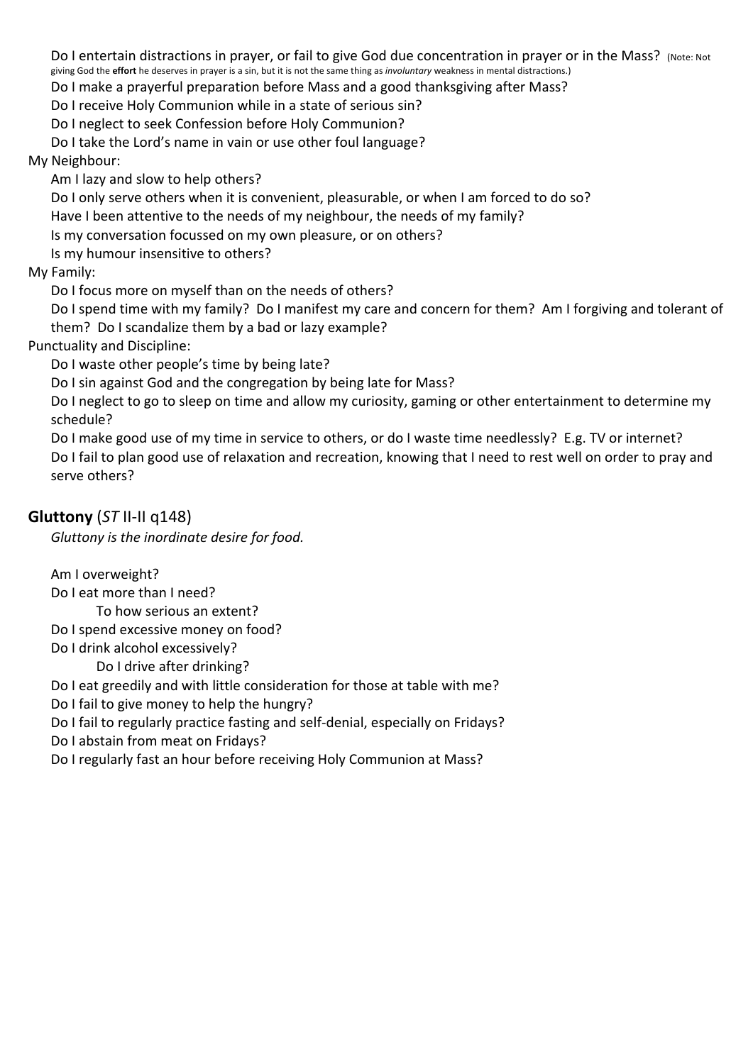Do I entertain distractions in prayer, or fail to give God due concentration in prayer or in the Mass? (Note: Not giving God the **effort** he deserves in prayer is a sin, but it is not the same thing as *involuntary* weakness in mental distractions.)

Do I make a prayerful preparation before Mass and a good thanksgiving after Mass?

Do I receive Holy Communion while in a state of serious sin?

Do I neglect to seek Confession before Holy Communion?

Do I take the Lord's name in vain or use other foul language?

My Neighbour:

- Am I lazy and slow to help others?
- Do I only serve others when it is convenient, pleasurable, or when I am forced to do so?
- Have I been attentive to the needs of my neighbour, the needs of my family?
- Is my conversation focussed on my own pleasure, or on others?
- Is my humour insensitive to others?

My Family:

- Do I focus more on myself than on the needs of others?
- Do I spend time with my family? Do I manifest my care and concern for them? Am I forgiving and tolerant of them? Do I scandalize them by a bad or lazy example?

Punctuality and Discipline:

- Do I waste other people's time by being late?
- Do I sin against God and the congregation by being late for Mass?
- Do I neglect to go to sleep on time and allow my curiosity, gaming or other entertainment to determine my schedule?
- Do I make good use of my time in service to others, or do I waste time needlessly? E.g. TV or internet?
- Do I fail to plan good use of relaxation and recreation, knowing that I need to rest well on order to pray and serve others?

## Gluttony (*ST* II-II q148)

*Gluttony is the inordinate desire for food.*

- Am I overweight?
- Do I eat more than I need?
  - To how serious an extent?
- Do I spend excessive money on food?
- Do I drink alcohol excessively?
  - Do I drive after drinking?
- Do I eat greedily and with little consideration for those at table with me?
- Do I fail to give money to help the hungry?
- Do I fail to regularly practice fasting and self-denial, especially on Fridays?
- Do I abstain from meat on Fridays?
- Do I regularly fast an hour before receiving Holy Communion at Mass?